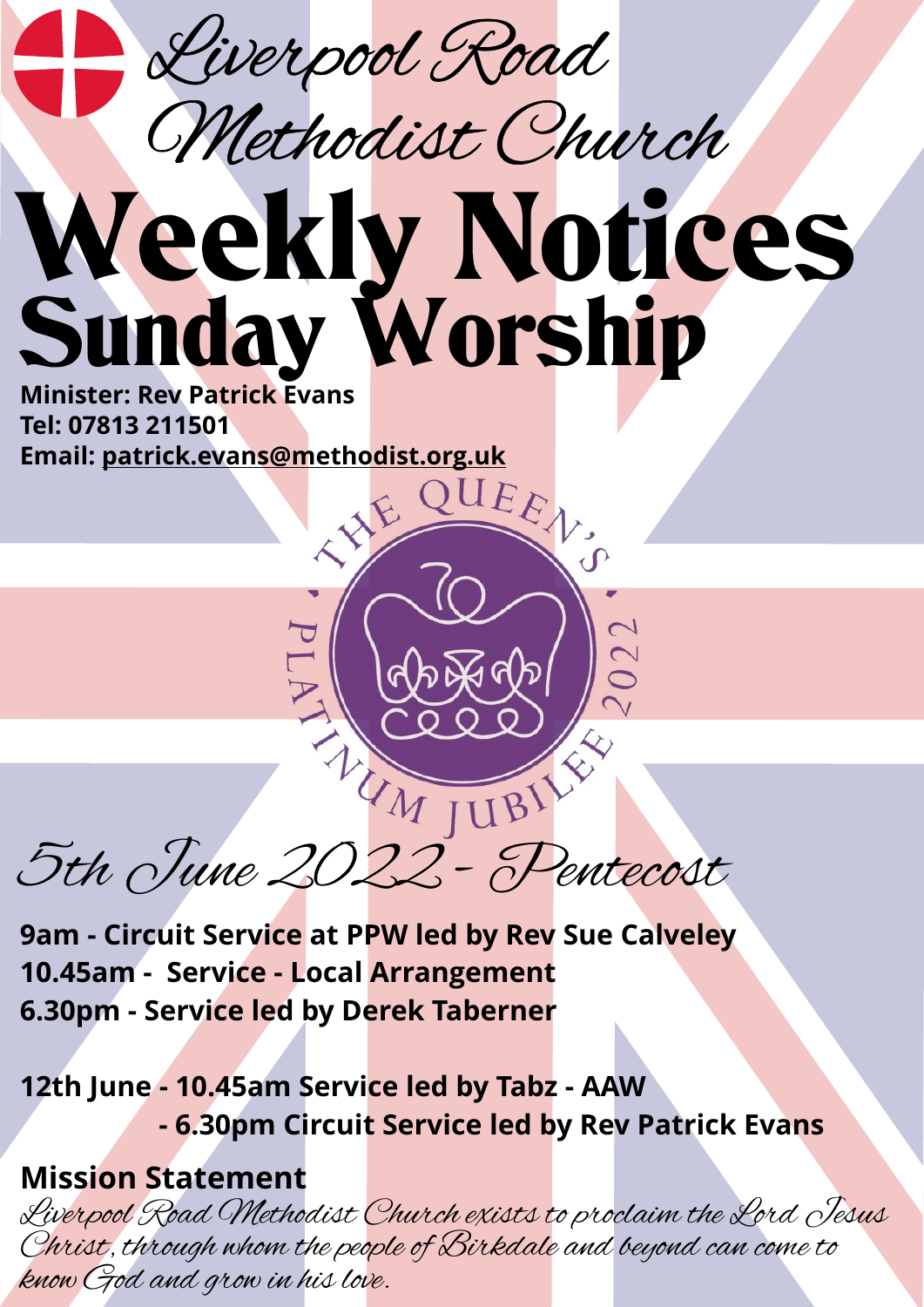# Liverpool Road Methodist Church

# Weekly Notices

## Sunday Worship

**Minister: Rev Patrick Evans**
**Tel: 07813 211501**
**Email: patrick.evans@methodist.org.uk**

THE QUEEN'S PLATINUM JUBILEE 2022

## 5th June 2022 - Pentecost

**9am - Circuit Service at PPW led by Rev Sue Calveley**
**10.45am - Service - Local Arrangement**
**6.30pm - Service led by Derek Taberner**

**12th June - 10.45am Service led by Tabz - AAW**
**- 6.30pm Circuit Service led by Rev Patrick Evans**

### Mission Statement

*Liverpool Road Methodist Church exists to proclaim the Lord Jesus Christ, through whom the people of Birkdale and beyond can come to know God and grow in his love.*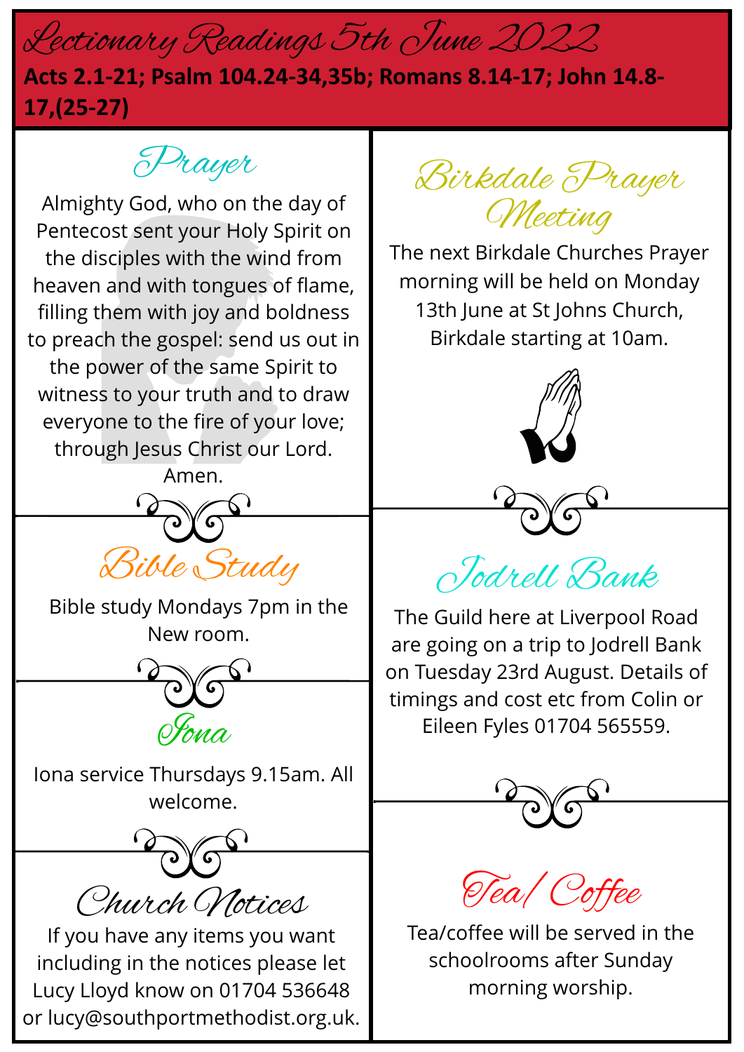# Lectionary Readings 5th June 2022

**Acts 2.1-21; Psalm 104.24-34,35b; Romans 8.14-17; John 14.8-17,(25-27)**

## Prayer

Almighty God, who on the day of Pentecost sent your Holy Spirit on the disciples with the wind from heaven and with tongues of flame, filling them with joy and boldness to preach the gospel: send us out in the power of the same Spirit to witness to your truth and to draw everyone to the fire of your love; through Jesus Christ our Lord. Amen.

## Bible Study

Bible study Mondays 7pm in the New room.

## Iona

Iona service Thursdays 9.15am. All welcome.

## Church Notices

If you have any items you want including in the notices please let Lucy Lloyd know on 01704 536648 or lucy@southportmethodist.org.uk.

## Birkdale Prayer Meeting

The next Birkdale Churches Prayer morning will be held on Monday 13th June at St Johns Church, Birkdale starting at 10am.

## Jodrell Bank

The Guild here at Liverpool Road are going on a trip to Jodrell Bank on Tuesday 23rd August. Details of timings and cost etc from Colin or Eileen Fyles 01704 565559.

## Tea/ Coffee

Tea/coffee will be served in the schoolrooms after Sunday morning worship.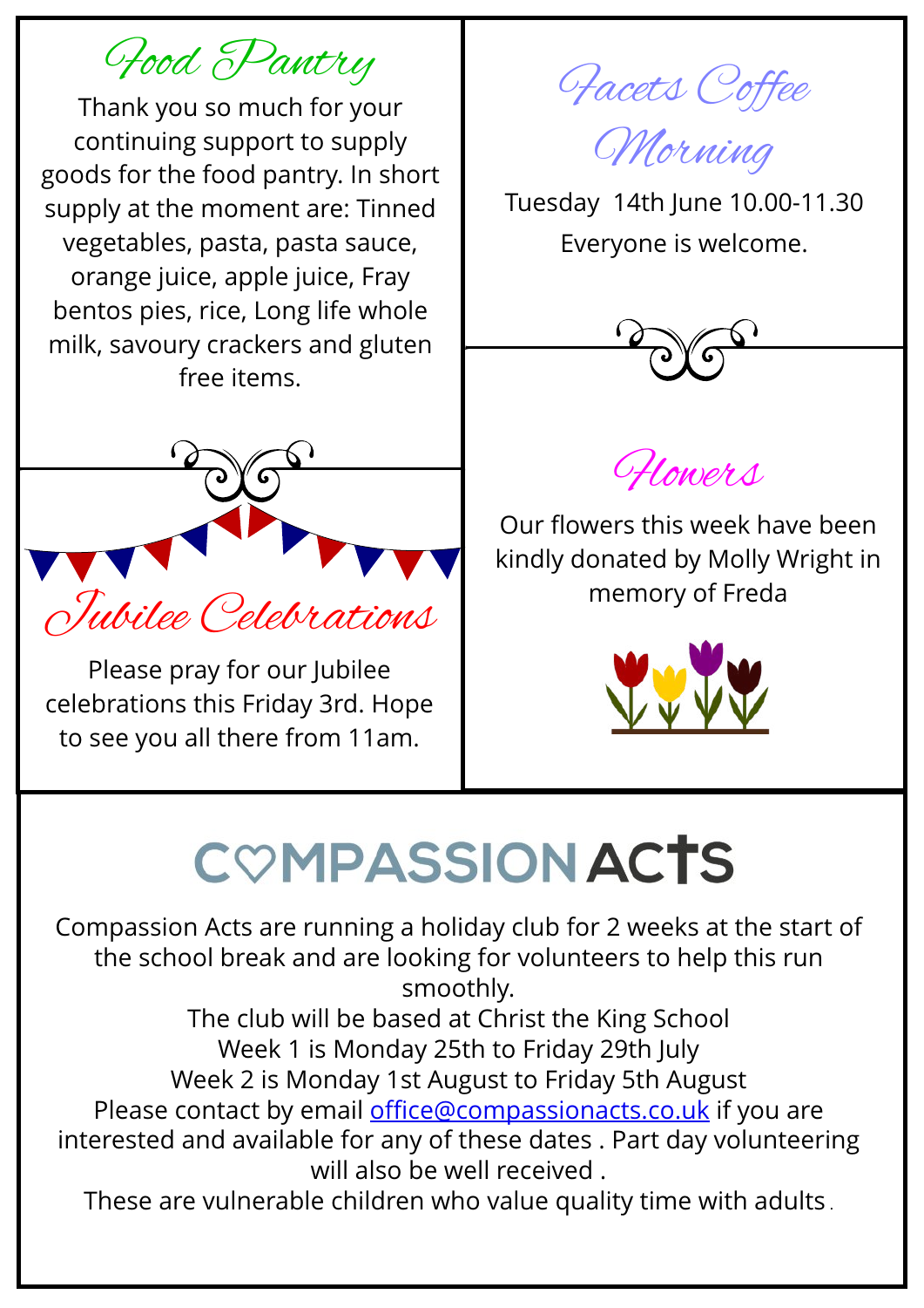## Food Pantry

Thank you so much for your continuing support to supply goods for the food pantry. In short supply at the moment are: Tinned vegetables, pasta, pasta sauce, orange juice, apple juice, Fray bentos pies, rice, Long life whole milk, savoury crackers and gluten free items.

## Jubilee Celebrations

Please pray for our Jubilee celebrations this Friday 3rd. Hope to see you all there from 11am.

## Facets Coffee Morning

Tuesday 14th June 10.00-11.30

Everyone is welcome.

## Flowers

Our flowers this week have been kindly donated by Molly Wright in memory of Freda

## COMPASSION ACTS

Compassion Acts are running a holiday club for 2 weeks at the start of the school break and are looking for volunteers to help this run smoothly.

The club will be based at Christ the King School

Week 1 is Monday 25th to Friday 29th July

Week 2 is Monday 1st August to Friday 5th August

Please contact by email office@compassionacts.co.uk if you are interested and available for any of these dates . Part day volunteering will also be well received .

These are vulnerable children who value quality time with adults.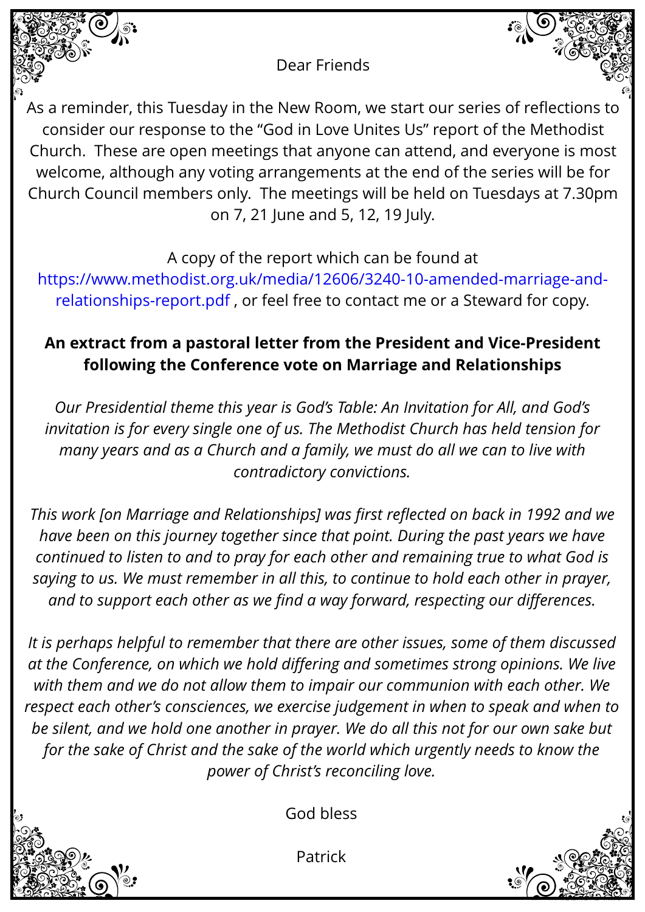Dear Friends

As a reminder, this Tuesday in the New Room, we start our series of reflections to consider our response to the "God in Love Unites Us" report of the Methodist Church. These are open meetings that anyone can attend, and everyone is most welcome, although any voting arrangements at the end of the series will be for Church Council members only. The meetings will be held on Tuesdays at 7.30pm on 7, 21 June and 5, 12, 19 July.

A copy of the report which can be found at https://www.methodist.org.uk/media/12606/3240-10-amended-marriage-and-relationships-report.pdf , or feel free to contact me or a Steward for copy.

**An extract from a pastoral letter from the President and Vice-President following the Conference vote on Marriage and Relationships**

*Our Presidential theme this year is God's Table: An Invitation for All, and God's invitation is for every single one of us. The Methodist Church has held tension for many years and as a Church and a family, we must do all we can to live with contradictory convictions.*

*This work [on Marriage and Relationships] was first reflected on back in 1992 and we have been on this journey together since that point. During the past years we have continued to listen to and to pray for each other and remaining true to what God is saying to us. We must remember in all this, to continue to hold each other in prayer, and to support each other as we find a way forward, respecting our differences.*

*It is perhaps helpful to remember that there are other issues, some of them discussed at the Conference, on which we hold differing and sometimes strong opinions. We live with them and we do not allow them to impair our communion with each other. We respect each other's consciences, we exercise judgement in when to speak and when to be silent, and we hold one another in prayer. We do all this not for our own sake but for the sake of Christ and the sake of the world which urgently needs to know the power of Christ's reconciling love.*

God bless

Patrick